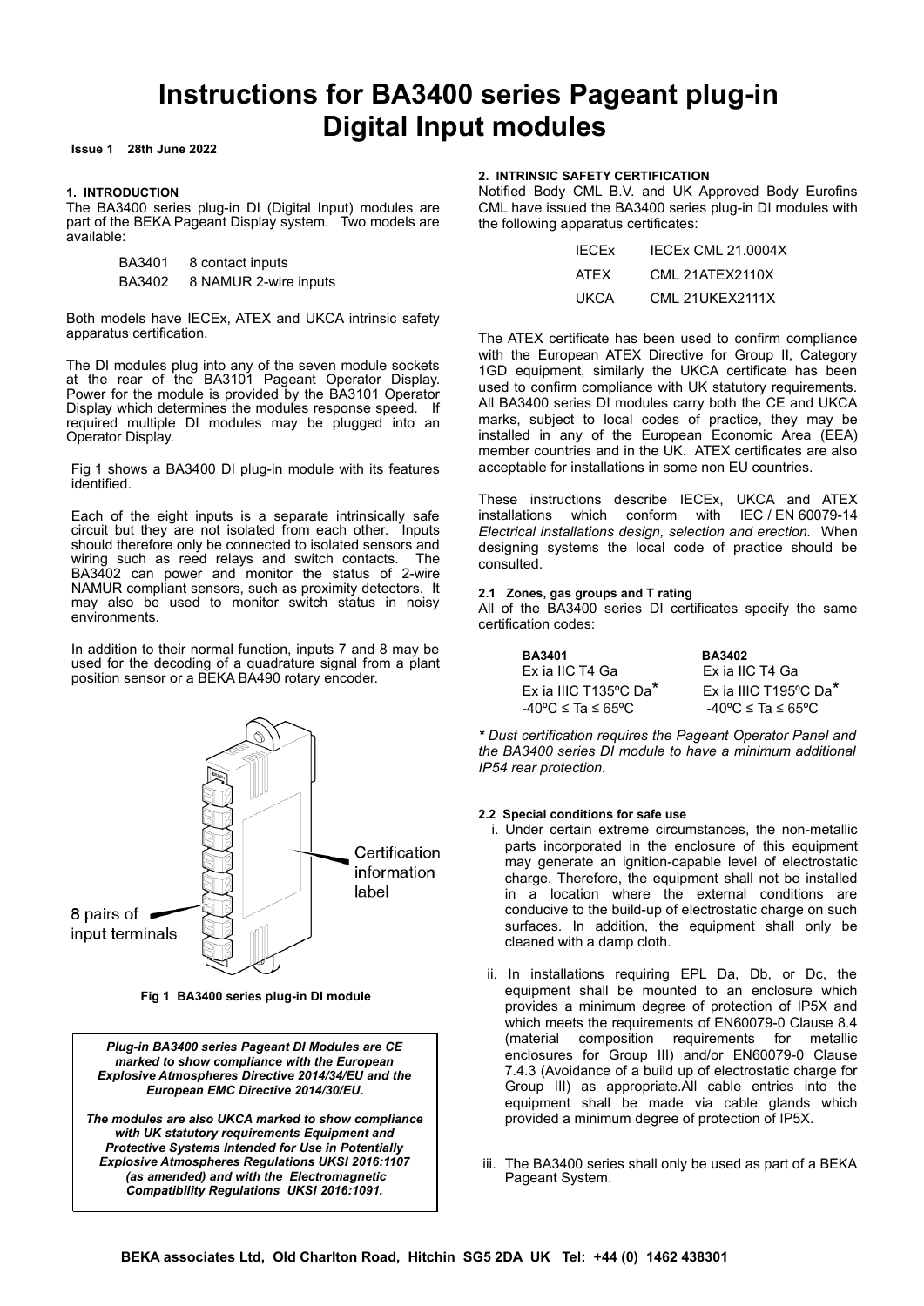# Instructions for BA3400 series Pageant plug-in Digital Input modules

**Issue 1 28th June 2022**

### 1. INTRODUCTION

The BA3400 series plug-in DI (Digital Input) modules are part of the BEKA Pageant Display system. Two models are available:

| | |
|---|---|
| BA3401 | 8 contact inputs |
| BA3402 | 8 NAMUR 2-wire inputs |

Both models have IECEx, ATEX and UKCA intrinsic safety apparatus certification.

The DI modules plug into any of the seven module sockets at the rear of the BA3101 Pageant Operator Display. Power for the module is provided by the BA3101 Operator Display which determines the modules response speed. If required multiple DI modules may be plugged into an Operator Display.

Fig 1 shows a BA3400 DI plug-in module with its features identified.

Each of the eight inputs is a separate intrinsically safe circuit but they are not isolated from each other. Inputs should therefore only be connected to isolated sensors and wiring such as reed relays and switch contacts. The BA3402 can power and monitor the status of 2-wire NAMUR compliant sensors, such as proximity detectors. It may also be used to monitor switch status in noisy environments.

In addition to their normal function, inputs 7 and 8 may be used for the decoding of a quadrature signal from a plant position sensor or a BEKA BA490 rotary encoder.

Certification information label

8 pairs of input terminals

**Fig 1 BA3400 series plug-in DI module**

***Plug-in BA3400 series Pageant DI Modules are CE marked to show compliance with the European Explosive Atmospheres Directive 2014/34/EU and the European EMC Directive 2014/30/EU.***

***The modules are also UKCA marked to show compliance with UK statutory requirements Equipment and Protective Systems Intended for Use in Potentially Explosive Atmospheres Regulations UKSI 2016:1107 (as amended) and with the Electromagnetic Compatibility Regulations UKSI 2016:1091.***

### 2. INTRINSIC SAFETY CERTIFICATION

Notified Body CML B.V. and UK Approved Body Eurofins CML have issued the BA3400 series plug-in DI modules with the following apparatus certificates:

| | |
|---|---|
| IECEx | IECEx CML 21.0004X |
| ATEX | CML 21ATEX2110X |
| UKCA | CML 21UKEX2111X |

The ATEX certificate has been used to confirm compliance with the European ATEX Directive for Group II, Category 1GD equipment, similarly the UKCA certificate has been used to confirm compliance with UK statutory requirements. All BA3400 series DI modules carry both the CE and UKCA marks, subject to local codes of practice, they may be installed in any of the European Economic Area (EEA) member countries and in the UK. ATEX certificates are also acceptable for installations in some non EU countries.

These instructions describe IECEx, UKCA and ATEX installations which conform with IEC / EN 60079-14 *Electrical installations design, selection and erection.* When designing systems the local code of practice should be consulted.

#### 2.1 Zones, gas groups and T rating

All of the BA3400 series DI certificates specify the same certification codes:

| **BA3401** | **BA3402** |
|---|---|
| Ex ia IIC T4 Ga | Ex ia IIC T4 Ga |
| Ex ia IIIC T135ºC Da* | Ex ia IIIC T195ºC Da* |
| -40ºC ≤ Ta ≤ 65ºC | -40ºC ≤ Ta ≤ 65ºC |

*\* Dust certification requires the Pageant Operator Panel and the BA3400 series DI module to have a minimum additional IP54 rear protection.*

#### 2.2 Special conditions for safe use

i. Under certain extreme circumstances, the non-metallic parts incorporated in the enclosure of this equipment may generate an ignition-capable level of electrostatic charge. Therefore, the equipment shall not be installed in a location where the external conditions are conducive to the build-up of electrostatic charge on such surfaces. In addition, the equipment shall only be cleaned with a damp cloth.

ii. In installations requiring EPL Da, Db, or Dc, the equipment shall be mounted to an enclosure which provides a minimum degree of protection of IP5X and which meets the requirements of EN60079-0 Clause 8.4 (material composition requirements for metallic enclosures for Group III) and/or EN60079-0 Clause 7.4.3 (Avoidance of a build up of electrostatic charge for Group III) as appropriate.All cable entries into the equipment shall be made via cable glands which provided a minimum degree of protection of IP5X.

iii. The BA3400 series shall only be used as part of a BEKA Pageant System.

**BEKA associates Ltd, Old Charlton Road, Hitchin SG5 2DA UK Tel: +44 (0) 1462 438301**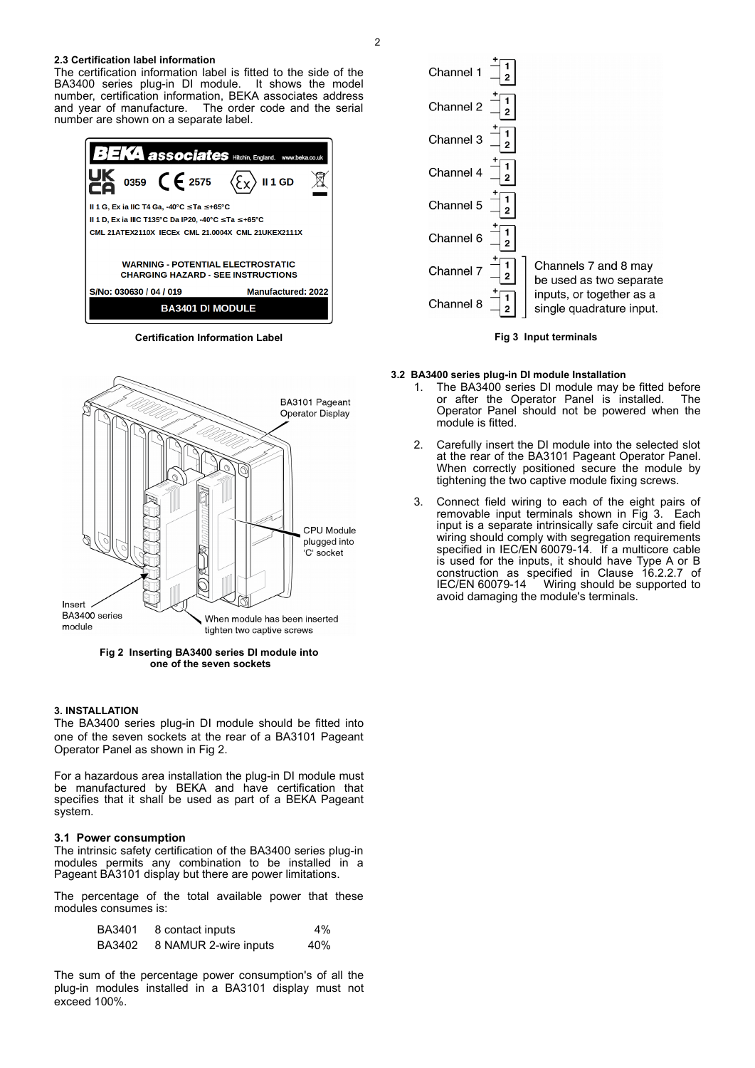### 2.3 Certification label information

The certification information label is fitted to the side of the BA3400 series plug-in DI module. It shows the model number, certification information, BEKA associates address and year of manufacture. The order code and the serial number are shown on a separate label.

BEKA associates Hitchin, England. www.beka.co.uk

UK CA 0359 CE 2575 Ex II 1 GD

II 1 G, Ex ia IIC T4 Ga, -40°C ≤Ta ≤+65°C

II 1 D, Ex ia IIIC T135°C Da IP20, -40°C ≤Ta ≤+65°C

CML 21ATEX2110X IECEx CML 21.0004X CML 21UKEX2111X

WARNING - POTENTIAL ELECTROSTATIC CHARGING HAZARD - SEE INSTRUCTIONS

S/No: 030630 / 04 / 019 Manufactured: 2022

BA3401 DI MODULE

**Certification Information Label**

BA3101 Pageant Operator Display

CPU Module plugged into 'C' socket

Insert BA3400 series module

When module has been inserted tighten two captive screws

**Fig 2 Inserting BA3400 series DI module into one of the seven sockets**

### 3. INSTALLATION

The BA3400 series plug-in DI module should be fitted into one of the seven sockets at the rear of a BA3101 Pageant Operator Panel as shown in Fig 2.

For a hazardous area installation the plug-in DI module must be manufactured by BEKA and have certification that specifies that it shall be used as part of a BEKA Pageant system.

### 3.1 Power consumption

The intrinsic safety certification of the BA3400 series plug-in modules permits any combination to be installed in a Pageant BA3101 display but there are power limitations.

The percentage of the total available power that these modules consumes is:

| | | |
|---|---|---|
| BA3401 | 8 contact inputs | 4% |
| BA3402 | 8 NAMUR 2-wire inputs | 40% |

The sum of the percentage power consumption's of all the plug-in modules installed in a BA3101 display must not exceed 100%.

Channel 1 + 1 – 2

Channel 2 + 1 – 2

Channel 3 + 1 – 2

Channel 4 + 1 – 2

Channel 5 + 1 – 2

Channel 6 + 1 – 2

Channel 7 + 1 – 2

Channel 8 + 1 – 2

Channels 7 and 8 may be used as two separate inputs, or together as a single quadrature input.

**Fig 3 Input terminals**

### 3.2 BA3400 series plug-in DI module Installation

1. The BA3400 series DI module may be fitted before or after the Operator Panel is installed. The Operator Panel should not be powered when the module is fitted.
2. Carefully insert the DI module into the selected slot at the rear of the BA3101 Pageant Operator Panel. When correctly positioned secure the module by tightening the two captive module fixing screws.
3. Connect field wiring to each of the eight pairs of removable input terminals shown in Fig 3. Each input is a separate intrinsically safe circuit and field wiring should comply with segregation requirements specified in IEC/EN 60079-14. If a multicore cable is used for the inputs, it should have Type A or B construction as specified in Clause 16.2.2.7 of IEC/EN 60079-14 Wiring should be supported to avoid damaging the module's terminals.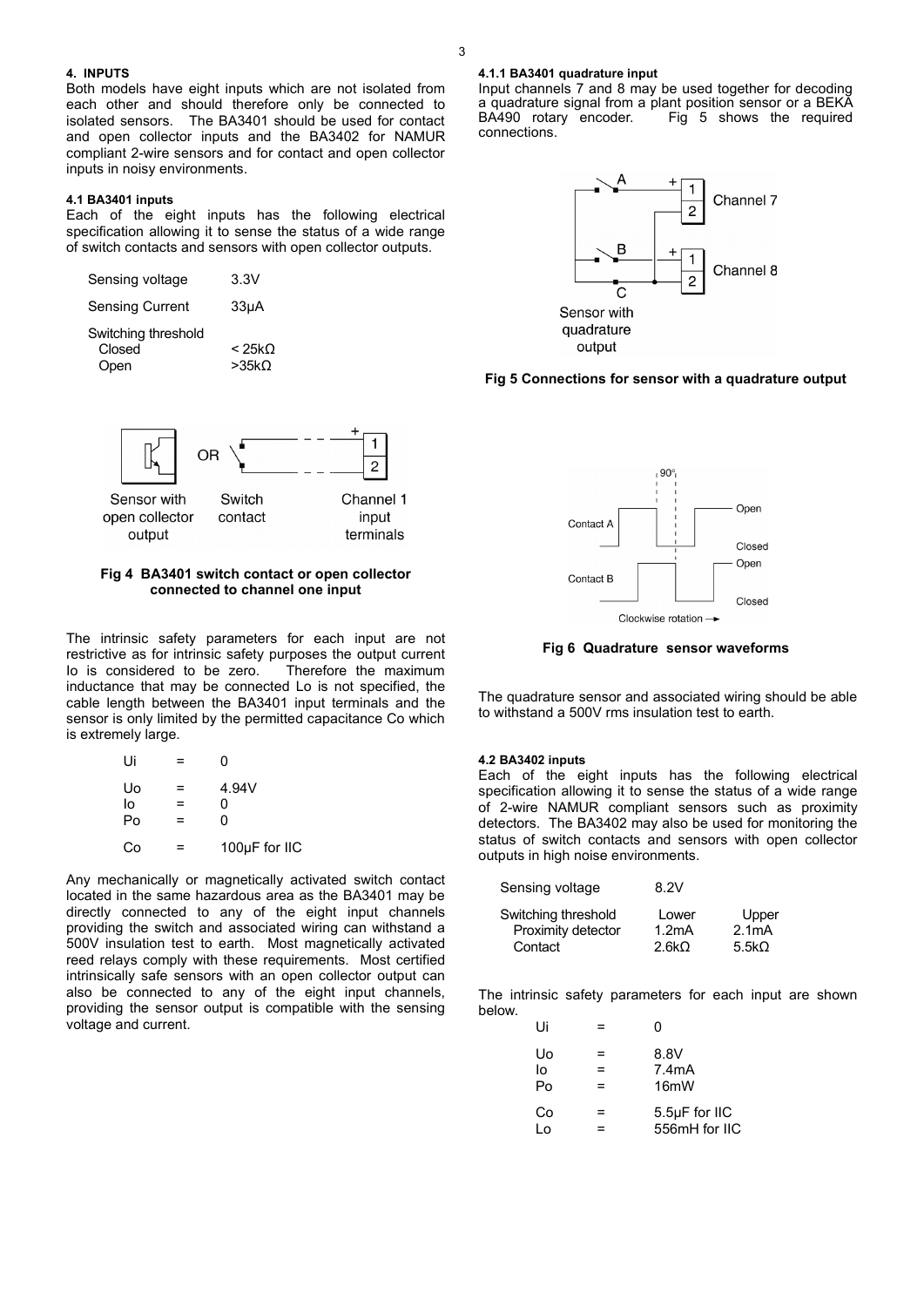## 4. INPUTS

Both models have eight inputs which are not isolated from each other and should therefore only be connected to isolated sensors. The BA3401 should be used for contact and open collector inputs and the BA3402 for NAMUR compliant 2-wire sensors and for contact and open collector inputs in noisy environments.

### 4.1 BA3401 inputs

Each of the eight inputs has the following electrical specification allowing it to sense the status of a wide range of switch contacts and sensors with open collector outputs.

| | |
|---|---|
| Sensing voltage | 3.3V |
| Sensing Current | 33µA |
| Switching threshold | |
| Closed | < 25kΩ |
| Open | >35kΩ |

Fig 4 BA3401 switch contact or open collector connected to channel one input

The intrinsic safety parameters for each input are not restrictive as for intrinsic safety purposes the output current Io is considered to be zero. Therefore the maximum inductance that may be connected Lo is not specified, the cable length between the BA3401 input terminals and the sensor is only limited by the permitted capacitance Co which is extremely large.

| | | |
|---|---|---|
| Ui | = | 0 |
| Uo | = | 4.94V |
| Io | = | 0 |
| Po | = | 0 |
| Co | = | 100µF for IIC |

Any mechanically or magnetically activated switch contact located in the same hazardous area as the BA3401 may be directly connected to any of the eight input channels providing the switch and associated wiring can withstand a 500V insulation test to earth. Most magnetically activated reed relays comply with these requirements. Most certified intrinsically safe sensors with an open collector output can also be connected to any of the eight input channels, providing the sensor output is compatible with the sensing voltage and current.

#### 4.1.1 BA3401 quadrature input

Input channels 7 and 8 may be used together for decoding a quadrature signal from a plant position sensor or a BEKA BA490 rotary encoder. Fig 5 shows the required connections.

Fig 5 Connections for sensor with a quadrature output

Fig 6 Quadrature sensor waveforms

The quadrature sensor and associated wiring should be able to withstand a 500V rms insulation test to earth.

### 4.2 BA3402 inputs

Each of the eight inputs has the following electrical specification allowing it to sense the status of a wide range of 2-wire NAMUR compliant sensors such as proximity detectors. The BA3402 may also be used for monitoring the status of switch contacts and sensors with open collector outputs in high noise environments.

| | | |
|---|---|---|
| Sensing voltage | 8.2V | |
| Switching threshold | Lower | Upper |
| Proximity detector | 1.2mA | 2.1mA |
| Contact | 2.6kΩ | 5.5kΩ |

The intrinsic safety parameters for each input are shown below.

| | | |
|---|---|---|
| Ui | = | 0 |
| Uo | = | 8.8V |
| Io | = | 7.4mA |
| Po | = | 16mW |
| Co | = | 5.5µF for IIC |
| Lo | = | 556mH for IIC |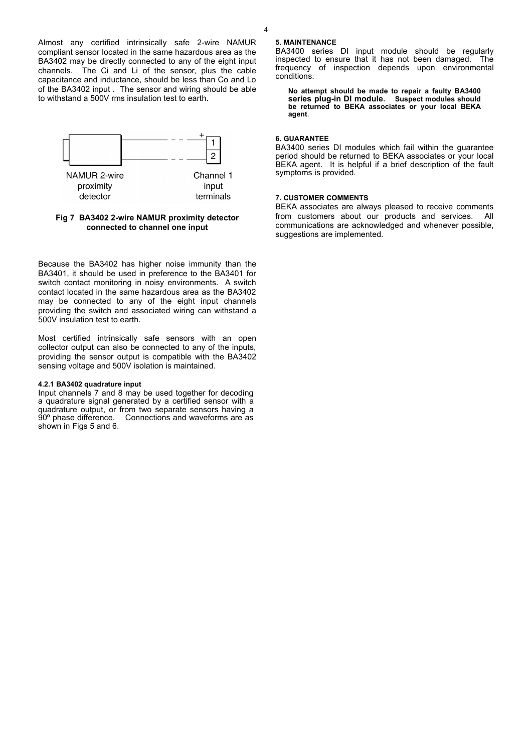Almost any certified intrinsically safe 2-wire NAMUR compliant sensor located in the same hazardous area as the BA3402 may be directly connected to any of the eight input channels. The Ci and Li of the sensor, plus the cable capacitance and inductance, should be less than Co and Lo of the BA3402 input . The sensor and wiring should be able to withstand a 500V rms insulation test to earth.

NAMUR 2-wire proximity detector

Channel 1 input terminals

+

1

2

**Fig 7 BA3402 2-wire NAMUR proximity detector connected to channel one input**

Because the BA3402 has higher noise immunity than the BA3401, it should be used in preference to the BA3401 for switch contact monitoring in noisy environments. A switch contact located in the same hazardous area as the BA3402 may be connected to any of the eight input channels providing the switch and associated wiring can withstand a 500V insulation test to earth.

Most certified intrinsically safe sensors with an open collector output can also be connected to any of the inputs, providing the sensor output is compatible with the BA3402 sensing voltage and 500V isolation is maintained.

#### 4.2.1 BA3402 quadrature input

Input channels 7 and 8 may be used together for decoding a quadrature signal generated by a certified sensor with a quadrature output, or from two separate sensors having a 90º phase difference. Connections and waveforms are as shown in Figs 5 and 6.

### 5. MAINTENANCE

BA3400 series DI input module should be regularly inspected to ensure that it has not been damaged. The frequency of inspection depends upon environmental conditions.

**No attempt should be made to repair a faulty BA3400 series plug-in DI module. Suspect modules should be returned to BEKA associates or your local BEKA agent**.

### 6. GUARANTEE

BA3400 series DI modules which fail within the guarantee period should be returned to BEKA associates or your local BEKA agent. It is helpful if a brief description of the fault symptoms is provided.

### 7. CUSTOMER COMMENTS

BEKA associates are always pleased to receive comments from customers about our products and services. All communications are acknowledged and whenever possible, suggestions are implemented.